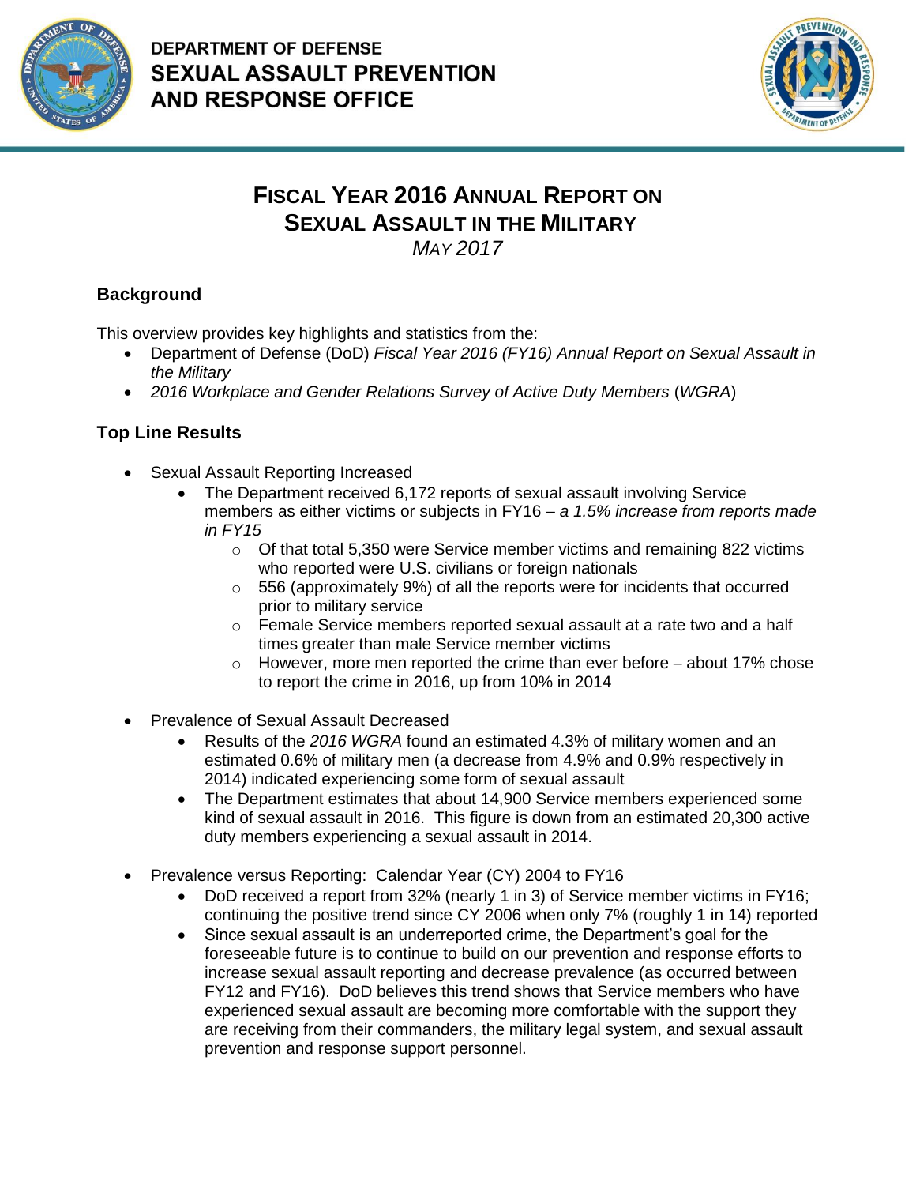**DEPARTMENT OF DEFENSE**
**SEXUAL ASSAULT PREVENTION AND RESPONSE OFFICE**

# FISCAL YEAR 2016 ANNUAL REPORT ON SEXUAL ASSAULT IN THE MILITARY

*MAY 2017*

## Background

This overview provides key highlights and statistics from the:

- Department of Defense (DoD) *Fiscal Year 2016 (FY16) Annual Report on Sexual Assault in the Military*
- *2016 Workplace and Gender Relations Survey of Active Duty Members* (*WGRA*)

## Top Line Results

- Sexual Assault Reporting Increased
  - The Department received 6,172 reports of sexual assault involving Service members as either victims or subjects in FY16 – *a 1.5% increase from reports made in FY15*
    - Of that total 5,350 were Service member victims and remaining 822 victims who reported were U.S. civilians or foreign nationals
    - 556 (approximately 9%) of all the reports were for incidents that occurred prior to military service
    - Female Service members reported sexual assault at a rate two and a half times greater than male Service member victims
    - However, more men reported the crime than ever before – about 17% chose to report the crime in 2016, up from 10% in 2014
- Prevalence of Sexual Assault Decreased
  - Results of the *2016 WGRA* found an estimated 4.3% of military women and an estimated 0.6% of military men (a decrease from 4.9% and 0.9% respectively in 2014) indicated experiencing some form of sexual assault
  - The Department estimates that about 14,900 Service members experienced some kind of sexual assault in 2016. This figure is down from an estimated 20,300 active duty members experiencing a sexual assault in 2014.
- Prevalence versus Reporting: Calendar Year (CY) 2004 to FY16
  - DoD received a report from 32% (nearly 1 in 3) of Service member victims in FY16; continuing the positive trend since CY 2006 when only 7% (roughly 1 in 14) reported
  - Since sexual assault is an underreported crime, the Department's goal for the foreseeable future is to continue to build on our prevention and response efforts to increase sexual assault reporting and decrease prevalence (as occurred between FY12 and FY16). DoD believes this trend shows that Service members who have experienced sexual assault are becoming more comfortable with the support they are receiving from their commanders, the military legal system, and sexual assault prevention and response support personnel.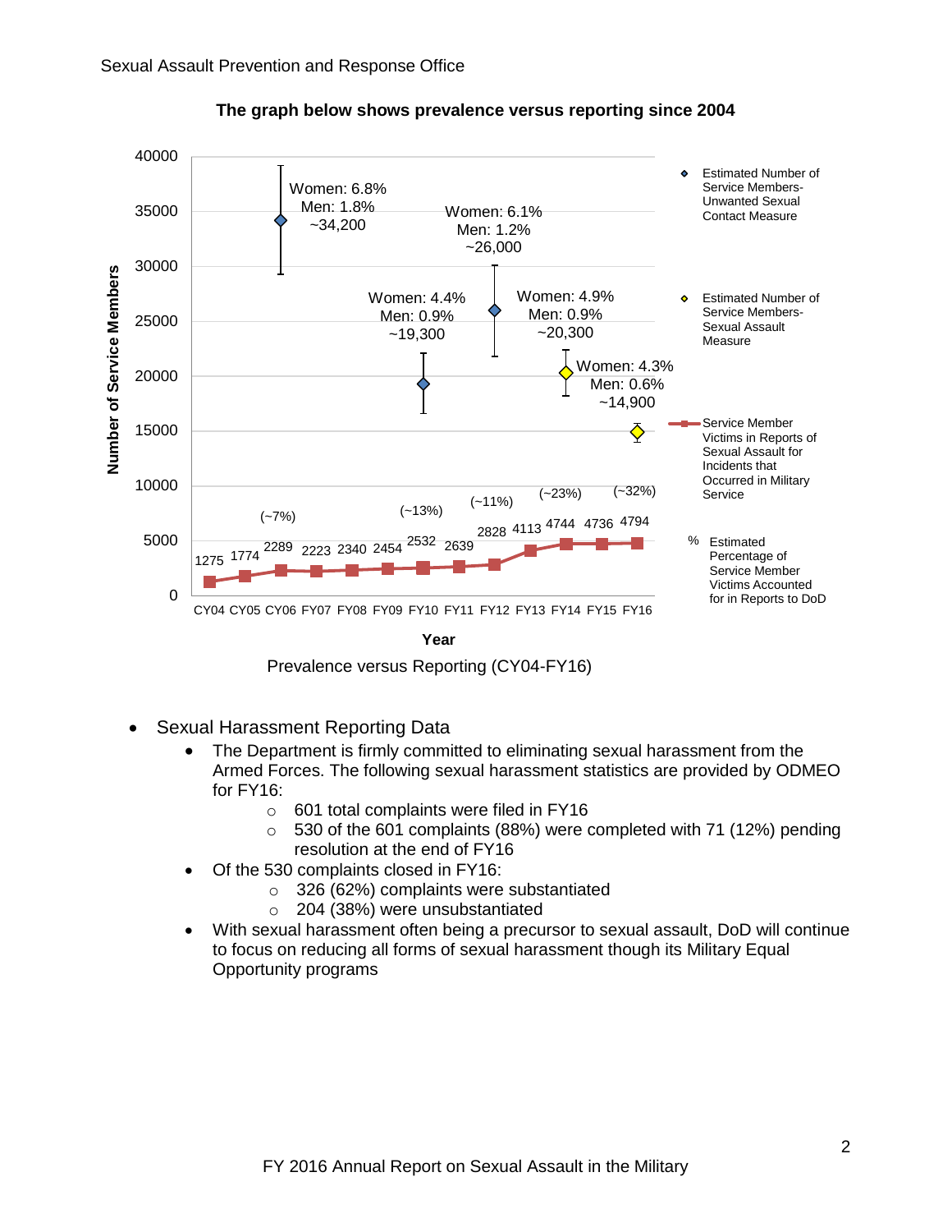**The graph below shows prevalence versus reporting since 2004**

Prevalence versus Reporting (CY04-FY16)

- Sexual Harassment Reporting Data
  - The Department is firmly committed to eliminating sexual harassment from the Armed Forces. The following sexual harassment statistics are provided by ODMEO for FY16:
    - 601 total complaints were filed in FY16
    - 530 of the 601 complaints (88%) were completed with 71 (12%) pending resolution at the end of FY16
  - Of the 530 complaints closed in FY16:
    - 326 (62%) complaints were substantiated
    - 204 (38%) were unsubstantiated
  - With sexual harassment often being a precursor to sexual assault, DoD will continue to focus on reducing all forms of sexual harassment though its Military Equal Opportunity programs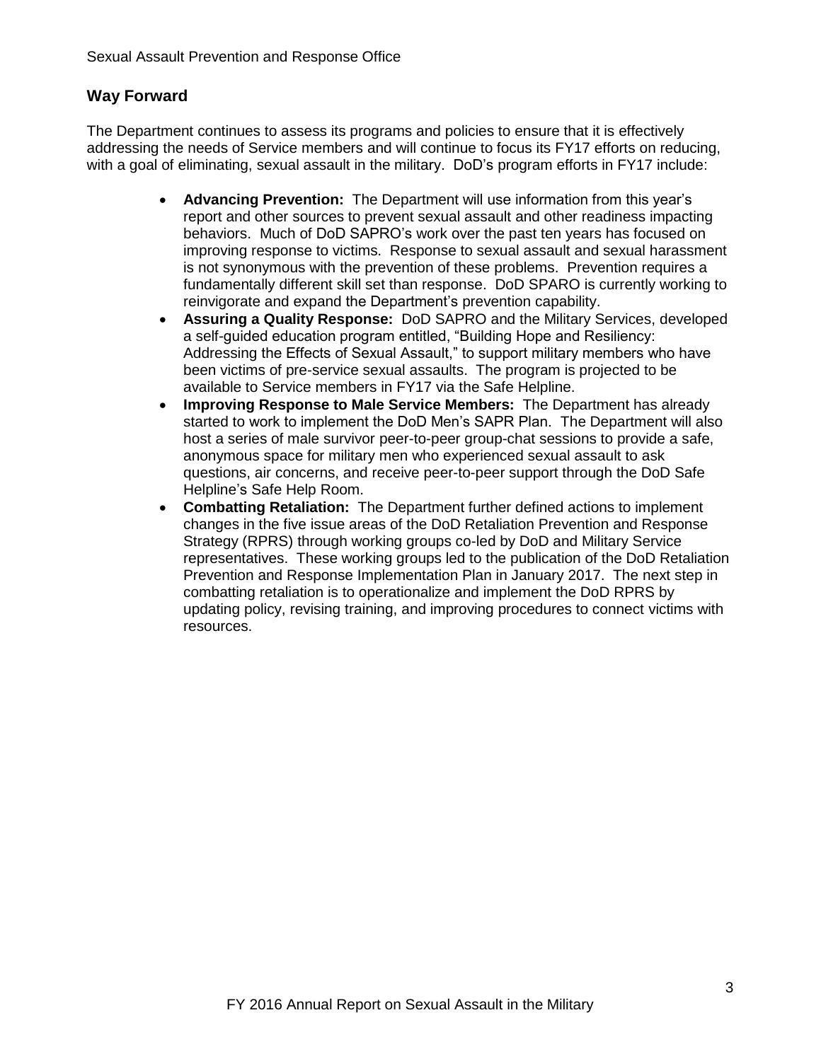## Way Forward

The Department continues to assess its programs and policies to ensure that it is effectively addressing the needs of Service members and will continue to focus its FY17 efforts on reducing, with a goal of eliminating, sexual assault in the military. DoD's program efforts in FY17 include:

- **Advancing Prevention:** The Department will use information from this year's report and other sources to prevent sexual assault and other readiness impacting behaviors. Much of DoD SAPRO's work over the past ten years has focused on improving response to victims. Response to sexual assault and sexual harassment is not synonymous with the prevention of these problems. Prevention requires a fundamentally different skill set than response. DoD SPARO is currently working to reinvigorate and expand the Department's prevention capability.
- **Assuring a Quality Response:** DoD SAPRO and the Military Services, developed a self-guided education program entitled, "Building Hope and Resiliency: Addressing the Effects of Sexual Assault," to support military members who have been victims of pre-service sexual assaults. The program is projected to be available to Service members in FY17 via the Safe Helpline.
- **Improving Response to Male Service Members:** The Department has already started to work to implement the DoD Men's SAPR Plan. The Department will also host a series of male survivor peer-to-peer group-chat sessions to provide a safe, anonymous space for military men who experienced sexual assault to ask questions, air concerns, and receive peer-to-peer support through the DoD Safe Helpline's Safe Help Room.
- **Combatting Retaliation:** The Department further defined actions to implement changes in the five issue areas of the DoD Retaliation Prevention and Response Strategy (RPRS) through working groups co-led by DoD and Military Service representatives. These working groups led to the publication of the DoD Retaliation Prevention and Response Implementation Plan in January 2017. The next step in combatting retaliation is to operationalize and implement the DoD RPRS by updating policy, revising training, and improving procedures to connect victims with resources.